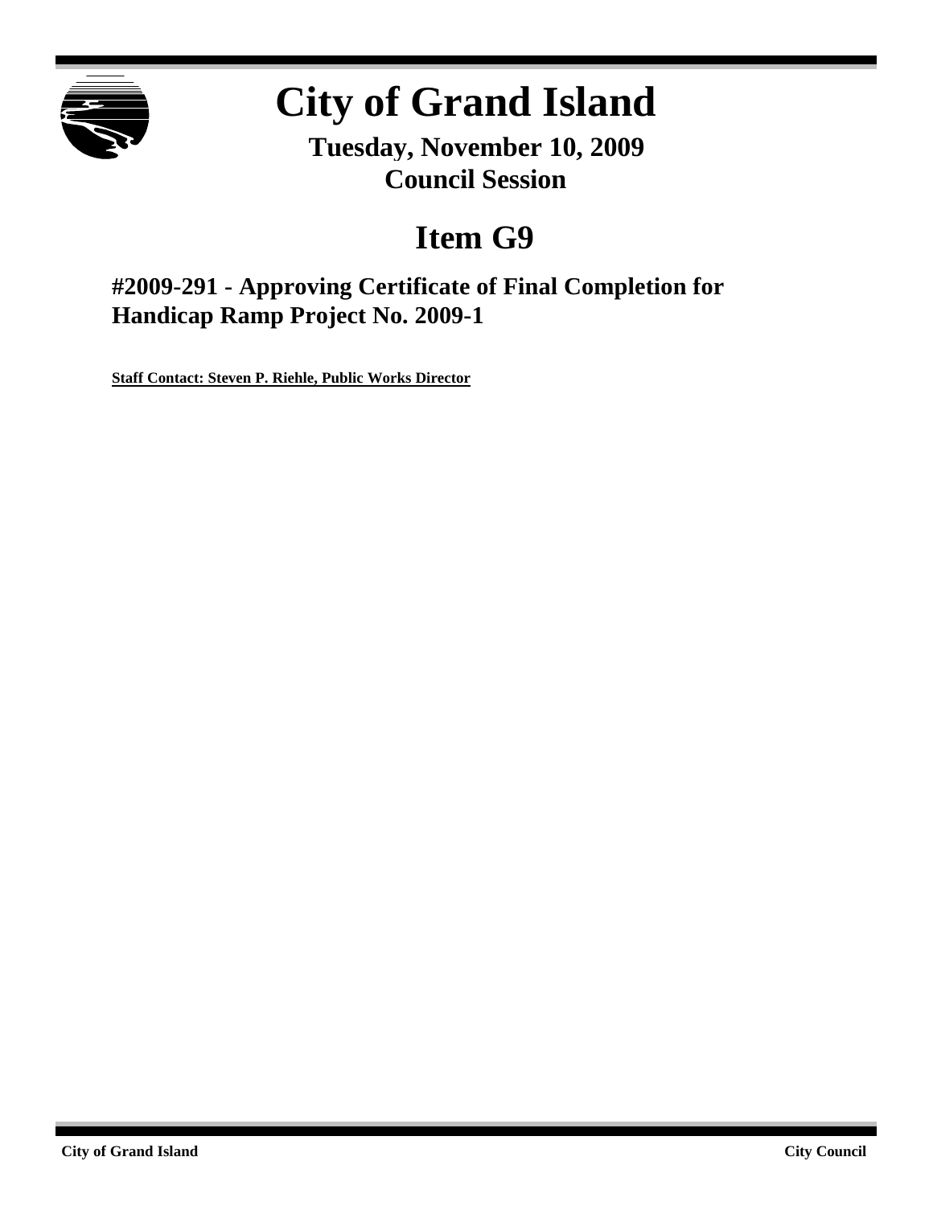# City of Grand Island

**Tuesday, November 10, 2009**
**Council Session**

## Item G9

### #2009-291 - Approving Certificate of Final Completion for Handicap Ramp Project No. 2009-1

**Staff Contact: Steven P. Riehle, Public Works Director**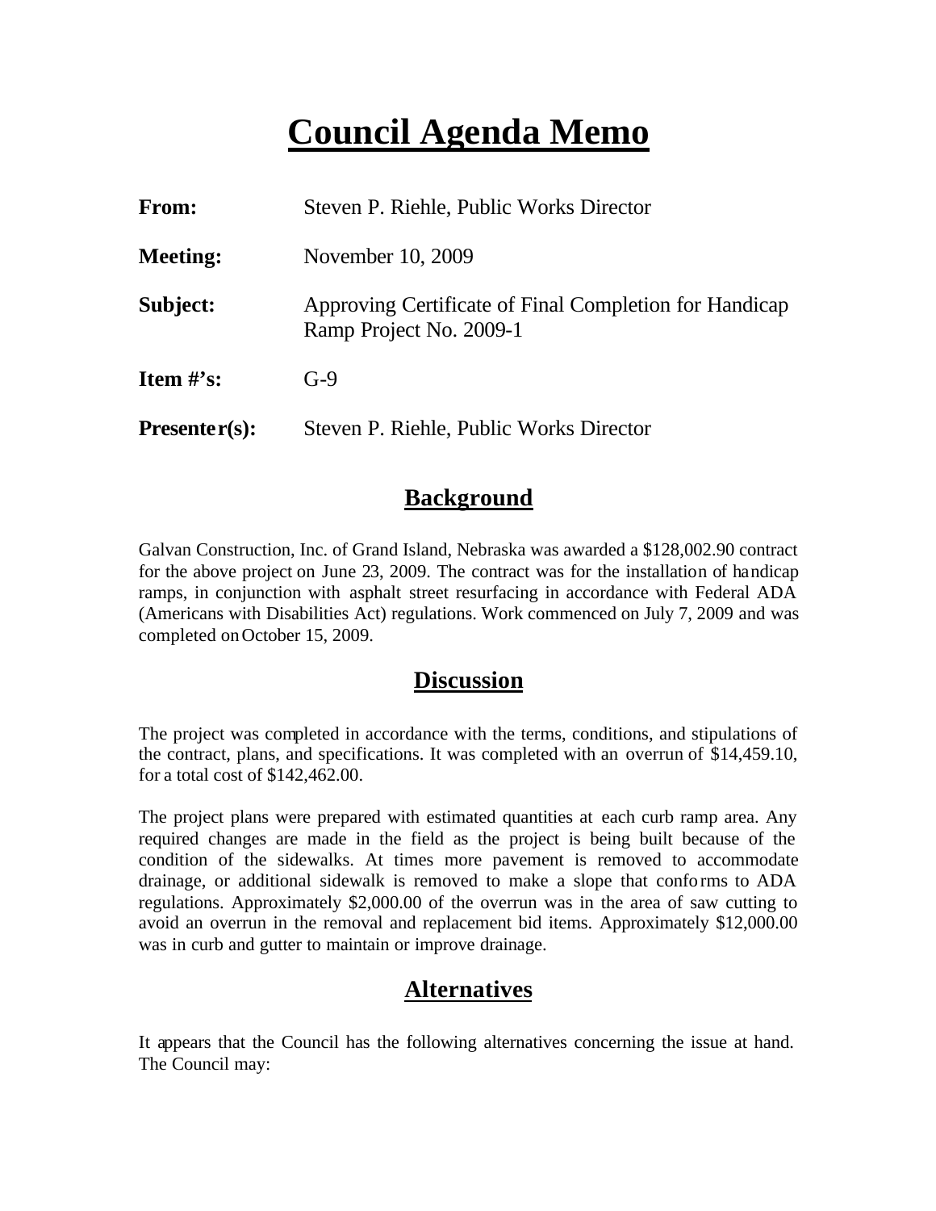# Council Agenda Memo

| | |
|---|---|
| **From:** | Steven P. Riehle, Public Works Director |
| **Meeting:** | November 10, 2009 |
| **Subject:** | Approving Certificate of Final Completion for Handicap Ramp Project No. 2009-1 |
| **Item #'s:** | G-9 |
| **Presenter(s):** | Steven P. Riehle, Public Works Director |

## Background

Galvan Construction, Inc. of Grand Island, Nebraska was awarded a $128,002.90 contract for the above project on June 23, 2009. The contract was for the installation of handicap ramps, in conjunction with asphalt street resurfacing in accordance with Federal ADA (Americans with Disabilities Act) regulations. Work commenced on July 7, 2009 and was completed on October 15, 2009.

## Discussion

The project was completed in accordance with the terms, conditions, and stipulations of the contract, plans, and specifications. It was completed with an overrun of $14,459.10, for a total cost of $142,462.00.

The project plans were prepared with estimated quantities at each curb ramp area. Any required changes are made in the field as the project is being built because of the condition of the sidewalks. At times more pavement is removed to accommodate drainage, or additional sidewalk is removed to make a slope that conforms to ADA regulations. Approximately $2,000.00 of the overrun was in the area of saw cutting to avoid an overrun in the removal and replacement bid items. Approximately $12,000.00 was in curb and gutter to maintain or improve drainage.

## Alternatives

It appears that the Council has the following alternatives concerning the issue at hand. The Council may: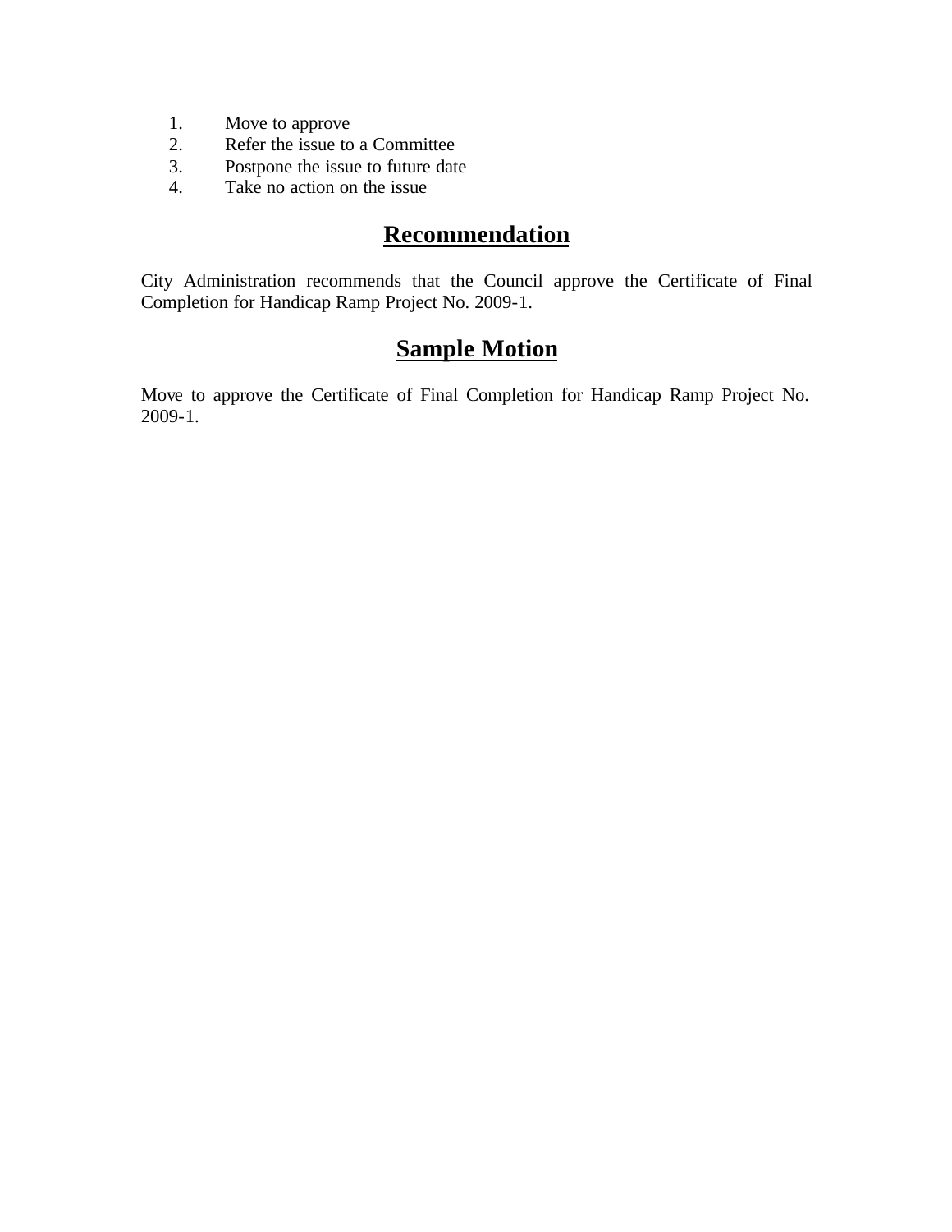1. Move to approve
2. Refer the issue to a Committee
3. Postpone the issue to future date
4. Take no action on the issue

## Recommendation

City Administration recommends that the Council approve the Certificate of Final Completion for Handicap Ramp Project No. 2009-1.

## Sample Motion

Move to approve the Certificate of Final Completion for Handicap Ramp Project No. 2009-1.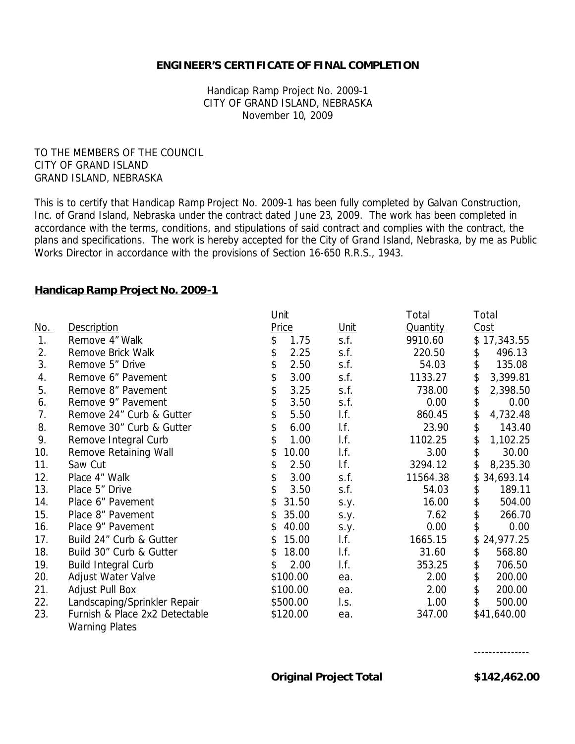**ENGINEER'S CERTIFICATE OF FINAL COMPLETION**

Handicap Ramp Project No. 2009-1
CITY OF GRAND ISLAND, NEBRASKA
November 10, 2009

TO THE MEMBERS OF THE COUNCIL
CITY OF GRAND ISLAND
GRAND ISLAND, NEBRASKA

This is to certify that Handicap Ramp Project No. 2009-1 has been fully completed by Galvan Construction, Inc. of Grand Island, Nebraska under the contract dated June 23, 2009. The work has been completed in accordance with the terms, conditions, and stipulations of said contract and complies with the contract, the plans and specifications. The work is hereby accepted for the City of Grand Island, Nebraska, by me as Public Works Director in accordance with the provisions of Section 16-650 R.R.S., 1943.

**Handicap Ramp Project No. 2009-1**

| No. | Description | Unit Price | Unit | Total Quantity | Total Cost |
|---|---|---|---|---|---|
| 1. | Remove 4" Walk | $ 1.75 | s.f. | 9910.60 | $ 17,343.55 |
| 2. | Remove Brick Walk | $ 2.25 | s.f. | 220.50 | $ 496.13 |
| 3. | Remove 5" Drive | $ 2.50 | s.f. | 54.03 | $ 135.08 |
| 4. | Remove 6" Pavement | $ 3.00 | s.f. | 1133.27 | $ 3,399.81 |
| 5. | Remove 8" Pavement | $ 3.25 | s.f. | 738.00 | $ 2,398.50 |
| 6. | Remove 9" Pavement | $ 3.50 | s.f. | 0.00 | $ 0.00 |
| 7. | Remove 24" Curb & Gutter | $ 5.50 | l.f. | 860.45 | $ 4,732.48 |
| 8. | Remove 30" Curb & Gutter | $ 6.00 | l.f. | 23.90 | $ 143.40 |
| 9. | Remove Integral Curb | $ 1.00 | l.f. | 1102.25 | $ 1,102.25 |
| 10. | Remove Retaining Wall | $ 10.00 | l.f. | 3.00 | $ 30.00 |
| 11. | Saw Cut | $ 2.50 | l.f. | 3294.12 | $ 8,235.30 |
| 12. | Place 4" Walk | $ 3.00 | s.f. | 11564.38 | $ 34,693.14 |
| 13. | Place 5" Drive | $ 3.50 | s.f. | 54.03 | $ 189.11 |
| 14. | Place 6" Pavement | $ 31.50 | s.y. | 16.00 | $ 504.00 |
| 15. | Place 8" Pavement | $ 35.00 | s.y. | 7.62 | $ 266.70 |
| 16. | Place 9" Pavement | $ 40.00 | s.y. | 0.00 | $ 0.00 |
| 17. | Build 24" Curb & Gutter | $ 15.00 | l.f. | 1665.15 | $ 24,977.25 |
| 18. | Build 30" Curb & Gutter | $ 18.00 | l.f. | 31.60 | $ 568.80 |
| 19. | Build Integral Curb | $ 2.00 | l.f. | 353.25 | $ 706.50 |
| 20. | Adjust Water Valve | $100.00 | ea. | 2.00 | $ 200.00 |
| 21. | Adjust Pull Box | $100.00 | ea. | 2.00 | $ 200.00 |
| 22. | Landscaping/Sprinkler Repair | $500.00 | l.s. | 1.00 | $ 500.00 |
| 23. | Furnish & Place 2x2 Detectable Warning Plates | $120.00 | ea. | 347.00 | $41,640.00 |

**Original Project Total** **$142,462.00**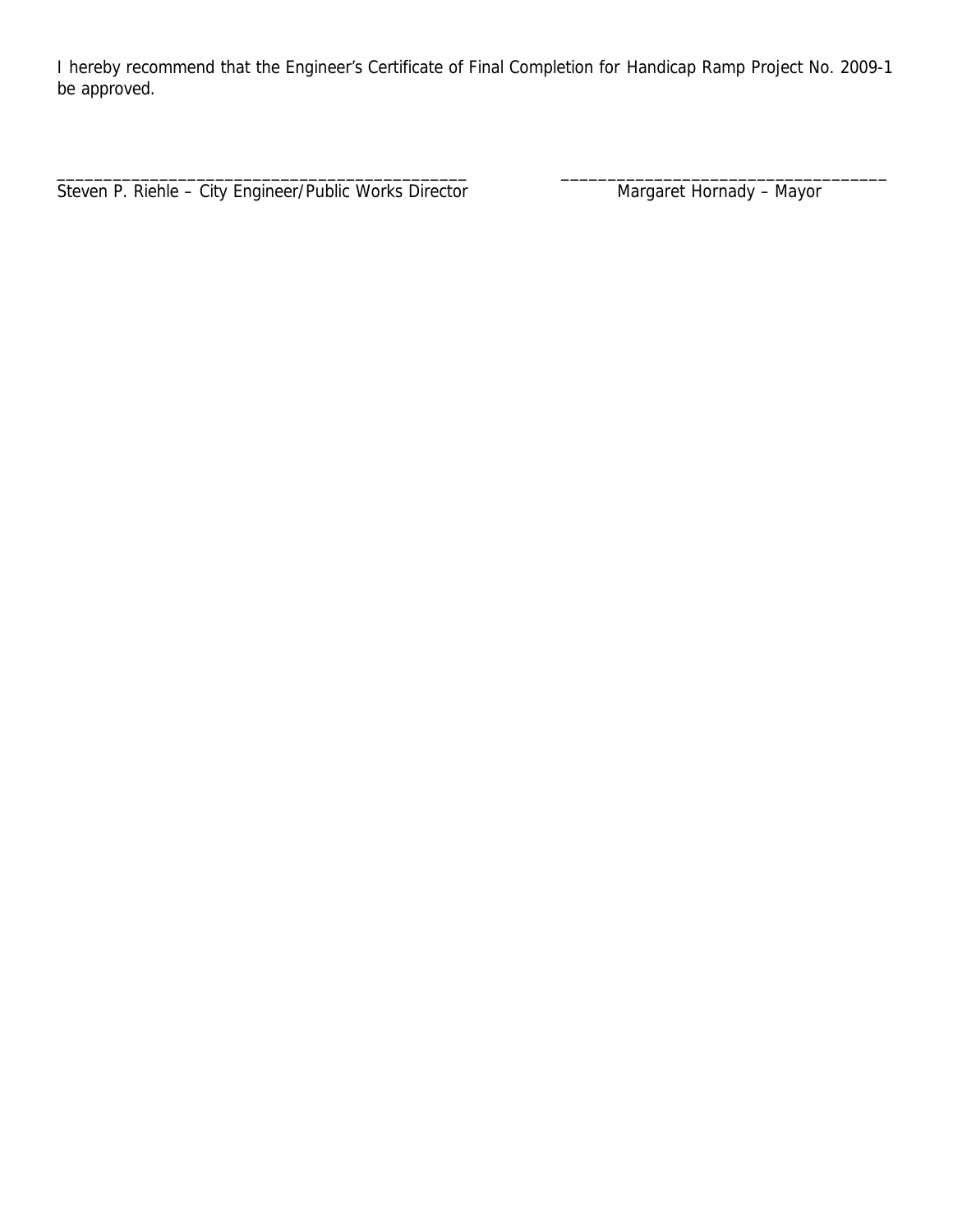I hereby recommend that the Engineer's Certificate of Final Completion for Handicap Ramp Project No. 2009-1 be approved.

| _____________________________________________ | _____________________________________ |
| --- | --- |
| Steven P. Riehle – City Engineer/Public Works Director | Margaret Hornady – Mayor |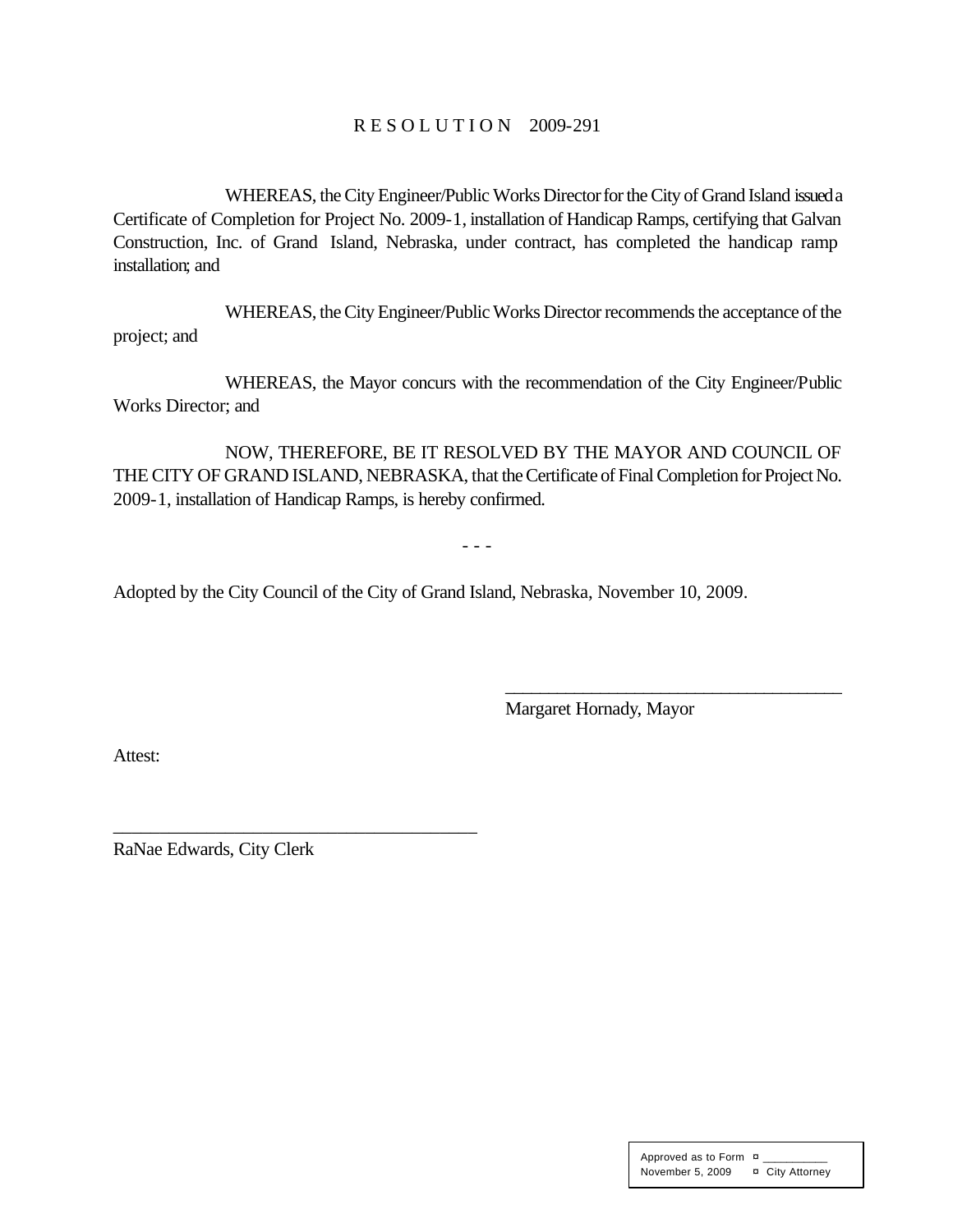# R E S O L U T I O N 2009-291

WHEREAS, the City Engineer/Public Works Director for the City of Grand Island issued a Certificate of Completion for Project No. 2009-1, installation of Handicap Ramps, certifying that Galvan Construction, Inc. of Grand Island, Nebraska, under contract, has completed the handicap ramp installation; and

WHEREAS, the City Engineer/Public Works Director recommends the acceptance of the project; and

WHEREAS, the Mayor concurs with the recommendation of the City Engineer/Public Works Director; and

NOW, THEREFORE, BE IT RESOLVED BY THE MAYOR AND COUNCIL OF THE CITY OF GRAND ISLAND, NEBRASKA, that the Certificate of Final Completion for Project No. 2009-1, installation of Handicap Ramps, is hereby confirmed.

- - -

Adopted by the City Council of the City of Grand Island, Nebraska, November 10, 2009.

_____________________________________
Margaret Hornady, Mayor

Attest:

_______________________________________
RaNae Edwards, City Clerk

Approved as to Form ¤ __________
November 5, 2009 ¤ City Attorney